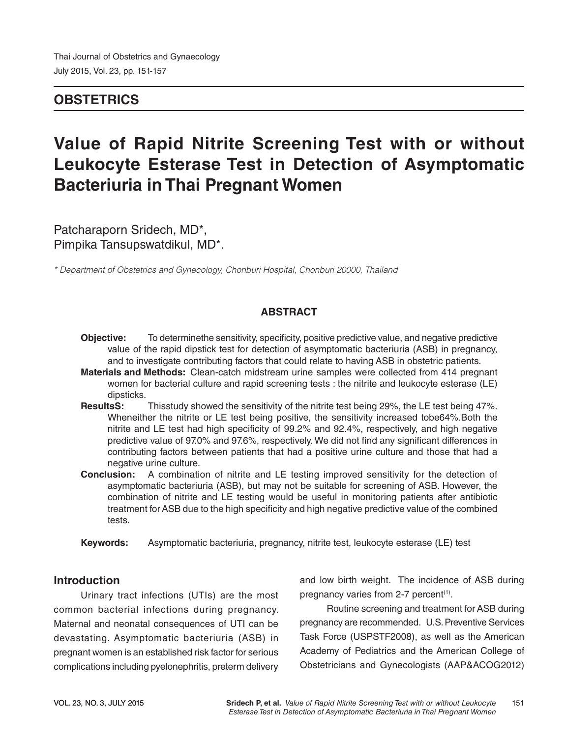## OBSTETRICS

# Value of Rapid Nitrite Screening Test with or without Leukocyte Esterase Test in Detection of Asymptomatic Bacteriuria in Thai Pregnant Women

Patcharaporn Sridech, MD*,
Pimpika Tansupswatdikul, MD*.

*\* Department of Obstetrics and Gynecology, Chonburi Hospital, Chonburi 20000, Thailand*

### ABSTRACT

**Objective:** To determinethe sensitivity, specificity, positive predictive value, and negative predictive value of the rapid dipstick test for detection of asymptomatic bacteriuria (ASB) in pregnancy, and to investigate contributing factors that could relate to having ASB in obstetric patients.

**Materials and Methods:** Clean-catch midstream urine samples were collected from 414 pregnant women for bacterial culture and rapid screening tests : the nitrite and leukocyte esterase (LE) dipsticks.

**ResultsS:** Thisstudy showed the sensitivity of the nitrite test being 29%, the LE test being 47%. Wheneither the nitrite or LE test being positive, the sensitivity increased tobe64%.Both the nitrite and LE test had high specificity of 99.2% and 92.4%, respectively, and high negative predictive value of 97.0% and 97.6%, respectively. We did not find any significant differences in contributing factors between patients that had a positive urine culture and those that had a negative urine culture.

**Conclusion:** A combination of nitrite and LE testing improved sensitivity for the detection of asymptomatic bacteriuria (ASB), but may not be suitable for screening of ASB. However, the combination of nitrite and LE testing would be useful in monitoring patients after antibiotic treatment for ASB due to the high specificity and high negative predictive value of the combined tests.

**Keywords:** Asymptomatic bacteriuria, pregnancy, nitrite test, leukocyte esterase (LE) test

## Introduction

Urinary tract infections (UTIs) are the most common bacterial infections during pregnancy. Maternal and neonatal consequences of UTI can be devastating. Asymptomatic bacteriuria (ASB) in pregnant women is an established risk factor for serious complications including pyelonephritis, preterm delivery and low birth weight. The incidence of ASB during pregnancy varies from 2-7 percent[1].

Routine screening and treatment for ASB during pregnancy are recommended. U.S. Preventive Services Task Force (USPSTF2008), as well as the American Academy of Pediatrics and the American College of Obstetricians and Gynecologists (AAP&ACOG2012)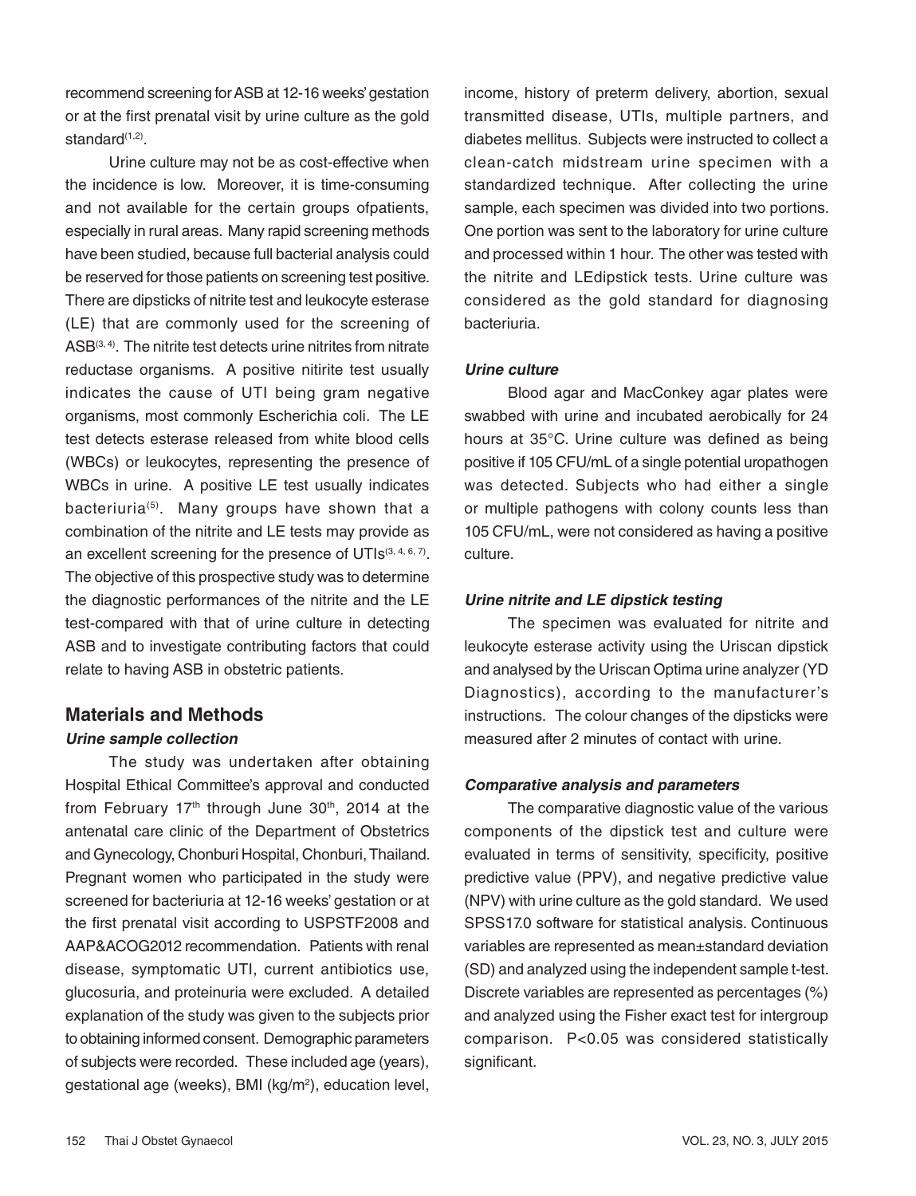recommend screening for ASB at 12-16 weeks' gestation or at the first prenatal visit by urine culture as the gold standard[1,2].

Urine culture may not be as cost-effective when the incidence is low. Moreover, it is time-consuming and not available for the certain groups ofpatients, especially in rural areas. Many rapid screening methods have been studied, because full bacterial analysis could be reserved for those patients on screening test positive. There are dipsticks of nitrite test and leukocyte esterase (LE) that are commonly used for the screening of ASB[3, 4]. The nitrite test detects urine nitrites from nitrate reductase organisms. A positive nitirite test usually indicates the cause of UTI being gram negative organisms, most commonly Escherichia coli. The LE test detects esterase released from white blood cells (WBCs) or leukocytes, representing the presence of WBCs in urine. A positive LE test usually indicates bacteriuria[5]. Many groups have shown that a combination of the nitrite and LE tests may provide as an excellent screening for the presence of UTIs[3, 4, 6, 7]. The objective of this prospective study was to determine the diagnostic performances of the nitrite and the LE test-compared with that of urine culture in detecting ASB and to investigate contributing factors that could relate to having ASB in obstetric patients.

## Materials and Methods

### *Urine sample collection*

The study was undertaken after obtaining Hospital Ethical Committee's approval and conducted from February 17th through June 30th, 2014 at the antenatal care clinic of the Department of Obstetrics and Gynecology, Chonburi Hospital, Chonburi, Thailand. Pregnant women who participated in the study were screened for bacteriuria at 12-16 weeks' gestation or at the first prenatal visit according to USPSTF2008 and AAP&ACOG2012 recommendation. Patients with renal disease, symptomatic UTI, current antibiotics use, glucosuria, and proteinuria were excluded. A detailed explanation of the study was given to the subjects prior to obtaining informed consent. Demographic parameters of subjects were recorded. These included age (years), gestational age (weeks), BMI (kg/m$^2$), education level, income, history of preterm delivery, abortion, sexual transmitted disease, UTIs, multiple partners, and diabetes mellitus. Subjects were instructed to collect a clean-catch midstream urine specimen with a standardized technique. After collecting the urine sample, each specimen was divided into two portions. One portion was sent to the laboratory for urine culture and processed within 1 hour. The other was tested with the nitrite and LEdipstick tests. Urine culture was considered as the gold standard for diagnosing bacteriuria.

### *Urine culture*

Blood agar and MacConkey agar plates were swabbed with urine and incubated aerobically for 24 hours at 35°C. Urine culture was defined as being positive if 105 CFU/mL of a single potential uropathogen was detected. Subjects who had either a single or multiple pathogens with colony counts less than 105 CFU/mL, were not considered as having a positive culture.

### *Urine nitrite and LE dipstick testing*

The specimen was evaluated for nitrite and leukocyte esterase activity using the Uriscan dipstick and analysed by the Uriscan Optima urine analyzer (YD Diagnostics), according to the manufacturer's instructions. The colour changes of the dipsticks were measured after 2 minutes of contact with urine.

### *Comparative analysis and parameters*

The comparative diagnostic value of the various components of the dipstick test and culture were evaluated in terms of sensitivity, specificity, positive predictive value (PPV), and negative predictive value (NPV) with urine culture as the gold standard. We used SPSS17.0 software for statistical analysis. Continuous variables are represented as mean±standard deviation (SD) and analyzed using the independent sample t-test. Discrete variables are represented as percentages (%) and analyzed using the Fisher exact test for intergroup comparison. $P<0.05$ was considered statistically significant.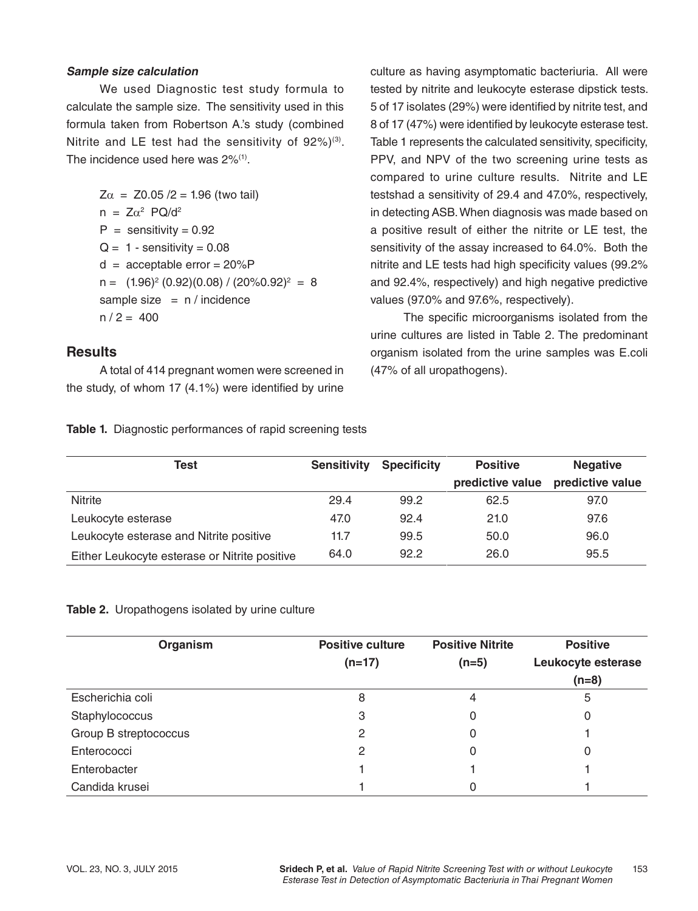*Sample size calculation*

We used Diagnostic test study formula to calculate the sample size. The sensitivity used in this formula taken from Robertson A.'s study (combined Nitrite and LE test had the sensitivity of 92%)[3]. The incidence used here was 2%[1].

$Z\alpha$ = Z0.05 /2 = 1.96 (two tail)

n = $Z\alpha^2$ PQ/$d^2$

P = sensitivity = 0.92

Q = 1 - sensitivity = 0.08

d = acceptable error = 20%P

n = $(1.96)^2$ (0.92)(0.08) / $(20\%0.92)^2$ = 8

sample size = n / incidence

n / 2 = 400

## Results

A total of 414 pregnant women were screened in the study, of whom 17 (4.1%) were identified by urine culture as having asymptomatic bacteriuria. All were tested by nitrite and leukocyte esterase dipstick tests. 5 of 17 isolates (29%) were identified by nitrite test, and 8 of 17 (47%) were identified by leukocyte esterase test. Table 1 represents the calculated sensitivity, specificity, PPV, and NPV of the two screening urine tests as compared to urine culture results. Nitrite and LE testshad a sensitivity of 29.4 and 47.0%, respectively, in detecting ASB. When diagnosis was made based on a positive result of either the nitrite or LE test, the sensitivity of the assay increased to 64.0%. Both the nitrite and LE tests had high specificity values (99.2% and 92.4%, respectively) and high negative predictive values (97.0% and 97.6%, respectively).

The specific microorganisms isolated from the urine cultures are listed in Table 2. The predominant organism isolated from the urine samples was E.coli (47% of all uropathogens).

**Table 1.** Diagnostic performances of rapid screening tests

| Test | Sensitivity | Specificity | Positive predictive value | Negative predictive value |
|---|---|---|---|---|
| Nitrite | 29.4 | 99.2 | 62.5 | 97.0 |
| Leukocyte esterase | 47.0 | 92.4 | 21.0 | 97.6 |
| Leukocyte esterase and Nitrite positive | 11.7 | 99.5 | 50.0 | 96.0 |
| Either Leukocyte esterase or Nitrite positive | 64.0 | 92.2 | 26.0 | 95.5 |

**Table 2.** Uropathogens isolated by urine culture

| Organism | Positive culture (n=17) | Positive Nitrite (n=5) | Positive Leukocyte esterase (n=8) |
|---|---|---|---|
| Escherichia coli | 8 | 4 | 5 |
| Staphylococcus | 3 | 0 | 0 |
| Group B streptococcus | 2 | 0 | 1 |
| Enterococci | 2 | 0 | 0 |
| Enterobacter | 1 | 1 | 1 |
| Candida krusei | 1 | 0 | 1 |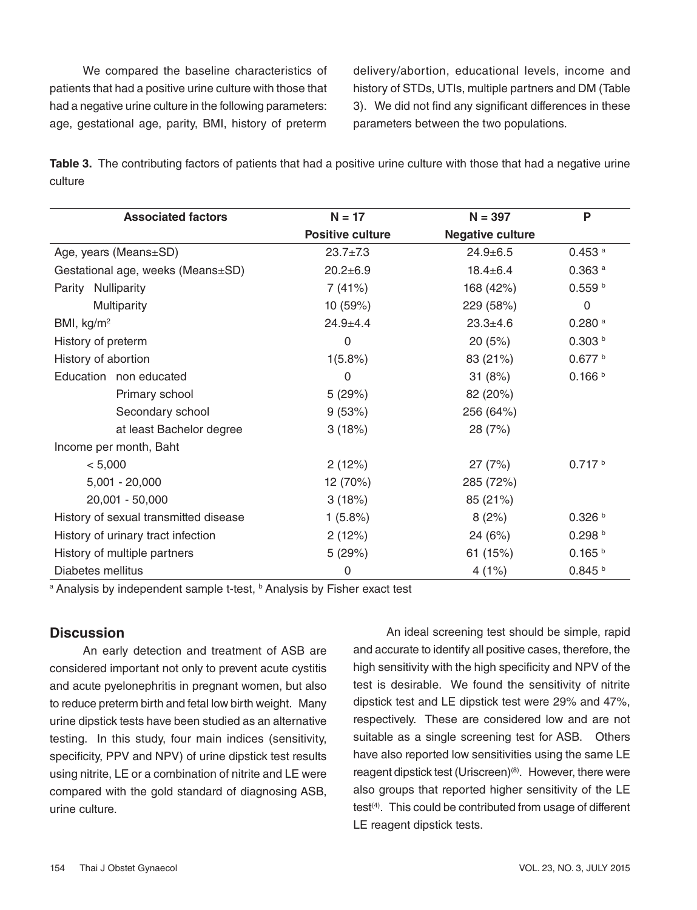We compared the baseline characteristics of patients that had a positive urine culture with those that had a negative urine culture in the following parameters: age, gestational age, parity, BMI, history of preterm delivery/abortion, educational levels, income and history of STDs, UTIs, multiple partners and DM (Table 3). We did not find any significant differences in these parameters between the two populations.

**Table 3.** The contributing factors of patients that had a positive urine culture with those that had a negative urine culture

| Associated factors | N = 17<br>Positive culture | N = 397<br>Negative culture | P |
|---|---|---|---|
| Age, years (Means±SD) | 23.7±7.3 | 24.9±6.5 | 0.453 [a] |
| Gestational age, weeks (Means±SD) | 20.2±6.9 | 18.4±6.4 | 0.363 [a] |
| Parity Nulliparity | 7 (41%) | 168 (42%) | 0.559 [b] |
| Multiparity | 10 (59%) | 229 (58%) | 0 |
| BMI, kg/m² | 24.9±4.4 | 23.3±4.6 | 0.280 [a] |
| History of preterm | 0 | 20 (5%) | 0.303 [b] |
| History of abortion | 1(5.8%) | 83 (21%) | 0.677 [b] |
| Education non educated | 0 | 31 (8%) | 0.166 [b] |
| Primary school | 5 (29%) | 82 (20%) | |
| Secondary school | 9 (53%) | 256 (64%) | |
| at least Bachelor degree | 3 (18%) | 28 (7%) | |
| Income per month, Baht | | | |
| < 5,000 | 2 (12%) | 27 (7%) | 0.717 [b] |
| 5,001 - 20,000 | 12 (70%) | 285 (72%) | |
| 20,001 - 50,000 | 3 (18%) | 85 (21%) | |
| History of sexual transmitted disease | 1 (5.8%) | 8 (2%) | 0.326 [b] |
| History of urinary tract infection | 2 (12%) | 24 (6%) | 0.298 [b] |
| History of multiple partners | 5 (29%) | 61 (15%) | 0.165 [b] |
| Diabetes mellitus | 0 | 4 (1%) | 0.845 [b] |

[a] Analysis by independent sample t-test, [b] Analysis by Fisher exact test

## Discussion

An early detection and treatment of ASB are considered important not only to prevent acute cystitis and acute pyelonephritis in pregnant women, but also to reduce preterm birth and fetal low birth weight. Many urine dipstick tests have been studied as an alternative testing. In this study, four main indices (sensitivity, specificity, PPV and NPV) of urine dipstick test results using nitrite, LE or a combination of nitrite and LE were compared with the gold standard of diagnosing ASB, urine culture.

An ideal screening test should be simple, rapid and accurate to identify all positive cases, therefore, the high sensitivity with the high specificity and NPV of the test is desirable. We found the sensitivity of nitrite dipstick test and LE dipstick test were 29% and 47%, respectively. These are considered low and are not suitable as a single screening test for ASB. Others have also reported low sensitivities using the same LE reagent dipstick test (Uriscreen)[8]. However, there were also groups that reported higher sensitivity of the LE test[4]. This could be contributed from usage of different LE reagent dipstick tests.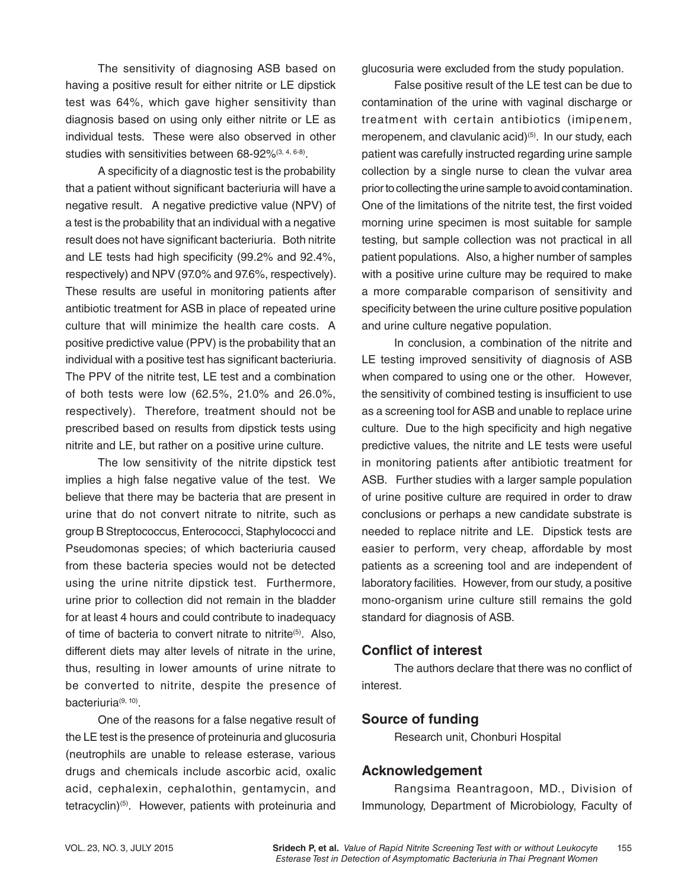The sensitivity of diagnosing ASB based on having a positive result for either nitrite or LE dipstick test was 64%, which gave higher sensitivity than diagnosis based on using only either nitrite or LE as individual tests. These were also observed in other studies with sensitivities between 68-92%[3, 4, 6-8].

A specificity of a diagnostic test is the probability that a patient without significant bacteriuria will have a negative result. A negative predictive value (NPV) of a test is the probability that an individual with a negative result does not have significant bacteriuria. Both nitrite and LE tests had high specificity (99.2% and 92.4%, respectively) and NPV (97.0% and 97.6%, respectively). These results are useful in monitoring patients after antibiotic treatment for ASB in place of repeated urine culture that will minimize the health care costs. A positive predictive value (PPV) is the probability that an individual with a positive test has significant bacteriuria. The PPV of the nitrite test, LE test and a combination of both tests were low (62.5%, 21.0% and 26.0%, respectively). Therefore, treatment should not be prescribed based on results from dipstick tests using nitrite and LE, but rather on a positive urine culture.

The low sensitivity of the nitrite dipstick test implies a high false negative value of the test. We believe that there may be bacteria that are present in urine that do not convert nitrate to nitrite, such as group B Streptococcus, Enterococci, Staphylococci and Pseudomonas species; of which bacteriuria caused from these bacteria species would not be detected using the urine nitrite dipstick test. Furthermore, urine prior to collection did not remain in the bladder for at least 4 hours and could contribute to inadequacy of time of bacteria to convert nitrate to nitrite[5]. Also, different diets may alter levels of nitrate in the urine, thus, resulting in lower amounts of urine nitrate to be converted to nitrite, despite the presence of bacteriuria[9, 10].

One of the reasons for a false negative result of the LE test is the presence of proteinuria and glucosuria (neutrophils are unable to release esterase, various drugs and chemicals include ascorbic acid, oxalic acid, cephalexin, cephalothin, gentamycin, and tetracyclin)[5]. However, patients with proteinuria and glucosuria were excluded from the study population.

False positive result of the LE test can be due to contamination of the urine with vaginal discharge or treatment with certain antibiotics (imipenem, meropenem, and clavulanic acid)[5]. In our study, each patient was carefully instructed regarding urine sample collection by a single nurse to clean the vulvar area prior to collecting the urine sample to avoid contamination. One of the limitations of the nitrite test, the first voided morning urine specimen is most suitable for sample testing, but sample collection was not practical in all patient populations. Also, a higher number of samples with a positive urine culture may be required to make a more comparable comparison of sensitivity and specificity between the urine culture positive population and urine culture negative population.

In conclusion, a combination of the nitrite and LE testing improved sensitivity of diagnosis of ASB when compared to using one or the other. However, the sensitivity of combined testing is insufficient to use as a screening tool for ASB and unable to replace urine culture. Due to the high specificity and high negative predictive values, the nitrite and LE tests were useful in monitoring patients after antibiotic treatment for ASB. Further studies with a larger sample population of urine positive culture are required in order to draw conclusions or perhaps a new candidate substrate is needed to replace nitrite and LE. Dipstick tests are easier to perform, very cheap, affordable by most patients as a screening tool and are independent of laboratory facilities. However, from our study, a positive mono-organism urine culture still remains the gold standard for diagnosis of ASB.

## Conflict of interest

The authors declare that there was no conflict of interest.

## Source of funding

Research unit, Chonburi Hospital

## Acknowledgement

Rangsima Reantragoon, MD., Division of Immunology, Department of Microbiology, Faculty of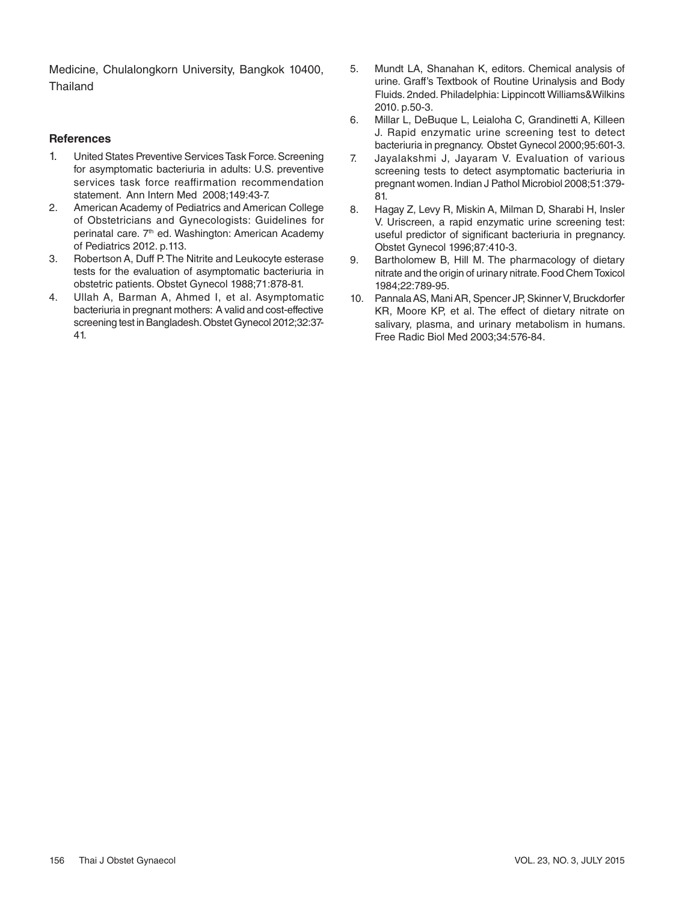Medicine, Chulalongkorn University, Bangkok 10400, Thailand

### References

1. United States Preventive Services Task Force. Screening for asymptomatic bacteriuria in adults: U.S. preventive services task force reaffirmation recommendation statement. Ann Intern Med 2008;149:43-7.
2. American Academy of Pediatrics and American College of Obstetricians and Gynecologists: Guidelines for perinatal care. 7th ed. Washington: American Academy of Pediatrics 2012. p.113.
3. Robertson A, Duff P. The Nitrite and Leukocyte esterase tests for the evaluation of asymptomatic bacteriuria in obstetric patients. Obstet Gynecol 1988;71:878-81.
4. Ullah A, Barman A, Ahmed I, et al. Asymptomatic bacteriuria in pregnant mothers: A valid and cost-effective screening test in Bangladesh. Obstet Gynecol 2012;32:37-41.
5. Mundt LA, Shanahan K, editors. Chemical analysis of urine. Graff's Textbook of Routine Urinalysis and Body Fluids. 2nded. Philadelphia: Lippincott Williams&Wilkins 2010. p.50-3.
6. Millar L, DeBuque L, Leialoha C, Grandinetti A, Killeen J. Rapid enzymatic urine screening test to detect bacteriuria in pregnancy. Obstet Gynecol 2000;95:601-3.
7. Jayalakshmi J, Jayaram V. Evaluation of various screening tests to detect asymptomatic bacteriuria in pregnant women. Indian J Pathol Microbiol 2008;51:379-81.
8. Hagay Z, Levy R, Miskin A, Milman D, Sharabi H, Insler V. Uriscreen, a rapid enzymatic urine screening test: useful predictor of significant bacteriuria in pregnancy. Obstet Gynecol 1996;87:410-3.
9. Bartholomew B, Hill M. The pharmacology of dietary nitrate and the origin of urinary nitrate. Food Chem Toxicol 1984;22:789-95.
10. Pannala AS, Mani AR, Spencer JP, Skinner V, Bruckdorfer KR, Moore KP, et al. The effect of dietary nitrate on salivary, plasma, and urinary metabolism in humans. Free Radic Biol Med 2003;34:576-84.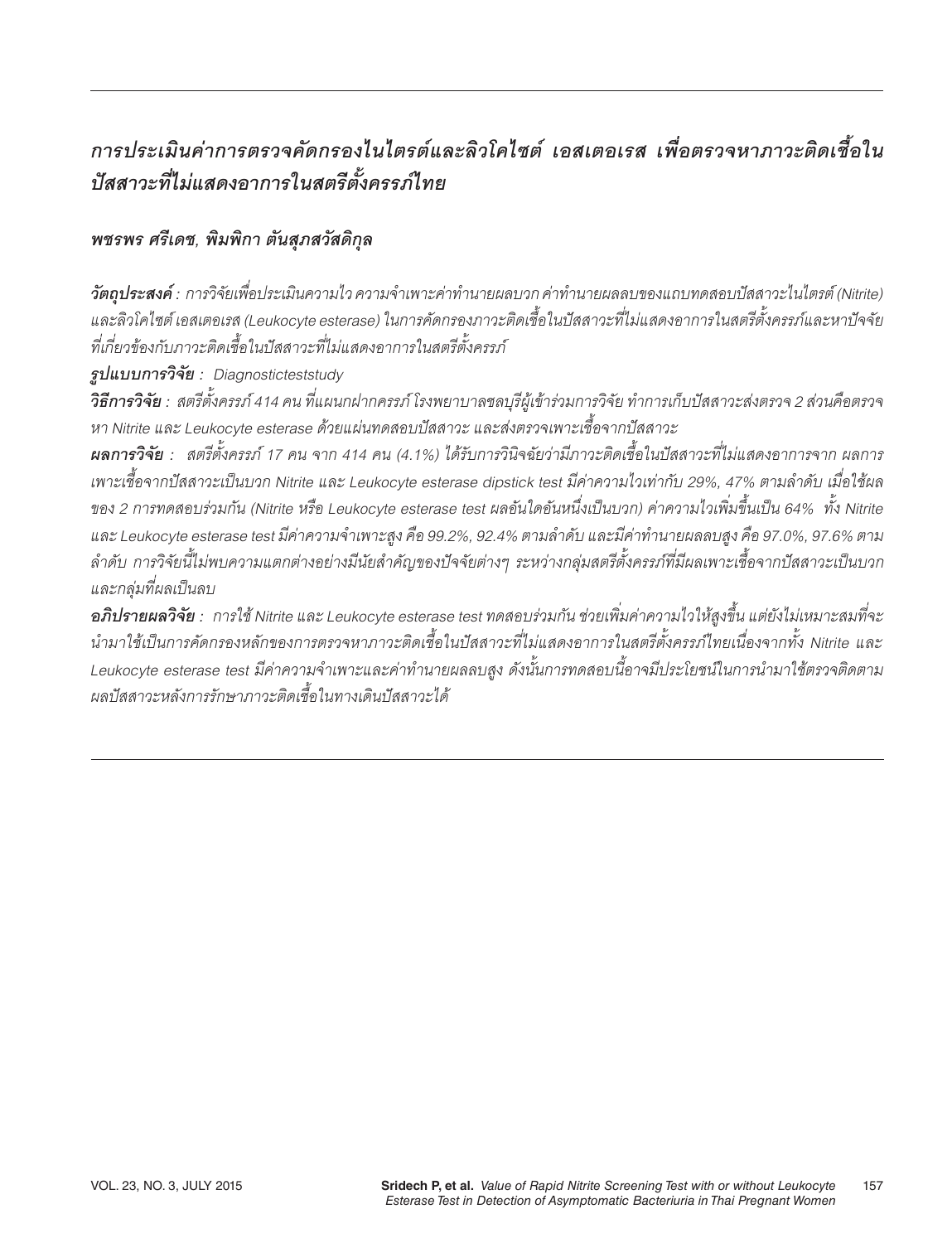# การประเมินค่าการตรวจคัดกรองไนไตรต์และลิวโคไซต์ เอสเตอเรส เพื่อตรวจหาภาวะติดเชื้อในปัสสาวะที่ไม่แสดงอาการในสตรีตั้งครรภ์ไทย

***พชรพร ศรีเดช, พิมพิกา ตันสุภสวัสดิกุล***

***วัตถุประสงค์*** *: การวิจัยเพื่อประเมินความไว ความจำเพาะค่าทำนายผลบวก ค่าทำนายผลลบของแถบทดสอบปัสสาวะไนไตรต์ (Nitrite) และลิวโคไซต์ เอสเตอเรส (Leukocyte esterase) ในการคัดกรองภาวะติดเชื้อในปัสสาวะที่ไม่แสดงอาการในสตรีตั้งครรภ์และหาปัจจัยที่เกี่ยวข้องกับภาวะติดเชื้อในปัสสาวะที่ไม่แสดงอาการในสตรีตั้งครรภ์*

***รูปแบบการวิจัย*** *: Diagnosticteststudy*

***วิธีการวิจัย*** *: สตรีตั้งครรภ์ 414 คน ที่แผนกฝากครรภ์ โรงพยาบาลชลบุรีผู้เข้าร่วมการวิจัย ทำการเก็บปัสสาวะส่งตรวจ 2 ส่วนคือตรวจหา Nitrite และ Leukocyte esterase ด้วยแผ่นทดสอบปัสสาวะ และส่งตรวจเพาะเชื้อจากปัสสาวะ*

***ผลการวิจัย*** *: สตรีตั้งครรภ์ 17 คน จาก 414 คน (4.1%) ได้รับการวินิจฉัยว่ามีภาวะติดเชื้อในปัสสาวะที่ไม่แสดงอาการจาก ผลการเพาะเชื้อจากปัสสาวะเป็นบวก Nitrite และ Leukocyte esterase dipstick test มีค่าความไวเท่ากับ 29%, 47% ตามลำดับ เมื่อใช้ผลของ 2 การทดสอบร่วมกัน (Nitrite หรือ Leukocyte esterase test ผลอันใดอันหนึ่งเป็นบวก) ค่าความไวเพิ่มขึ้นเป็น 64% ทั้ง Nitrite และ Leukocyte esterase test มีค่าความจำเพาะสูง คือ 99.2%, 92.4% ตามลำดับ และมีค่าทำนายผลลบสูง คือ 97.0%, 97.6% ตามลำดับ การวิจัยนี้ไม่พบความแตกต่างอย่างมีนัยสำคัญของปัจจัยต่างๆ ระหว่างกลุ่มสตรีตั้งครรภ์ที่มีผลเพาะเชื้อจากปัสสาวะเป็นบวกและกลุ่มที่ผลเป็นลบ*

***อภิปรายผลวิจัย*** *: การใช้ Nitrite และ Leukocyte esterase test ทดสอบร่วมกัน ช่วยเพิ่มค่าความไวให้สูงขึ้น แต่ยังไม่เหมาะสมที่จะนำมาใช้เป็นการคัดกรองหลักของการตรวจหาภาวะติดเชื้อในปัสสาวะที่ไม่แสดงอาการในสตรีตั้งครรภ์ไทยเนื่องจากทั้ง Nitrite และ Leukocyte esterase test มีค่าความจำเพาะและค่าทำนายผลลบสูง ดังนั้นการทดสอบนี้อาจมีประโยชน์ในการนำมาใช้ตรวจติดตามผลปัสสาวะหลังการรักษาภาวะติดเชื้อในทางเดินปัสสาวะได้*